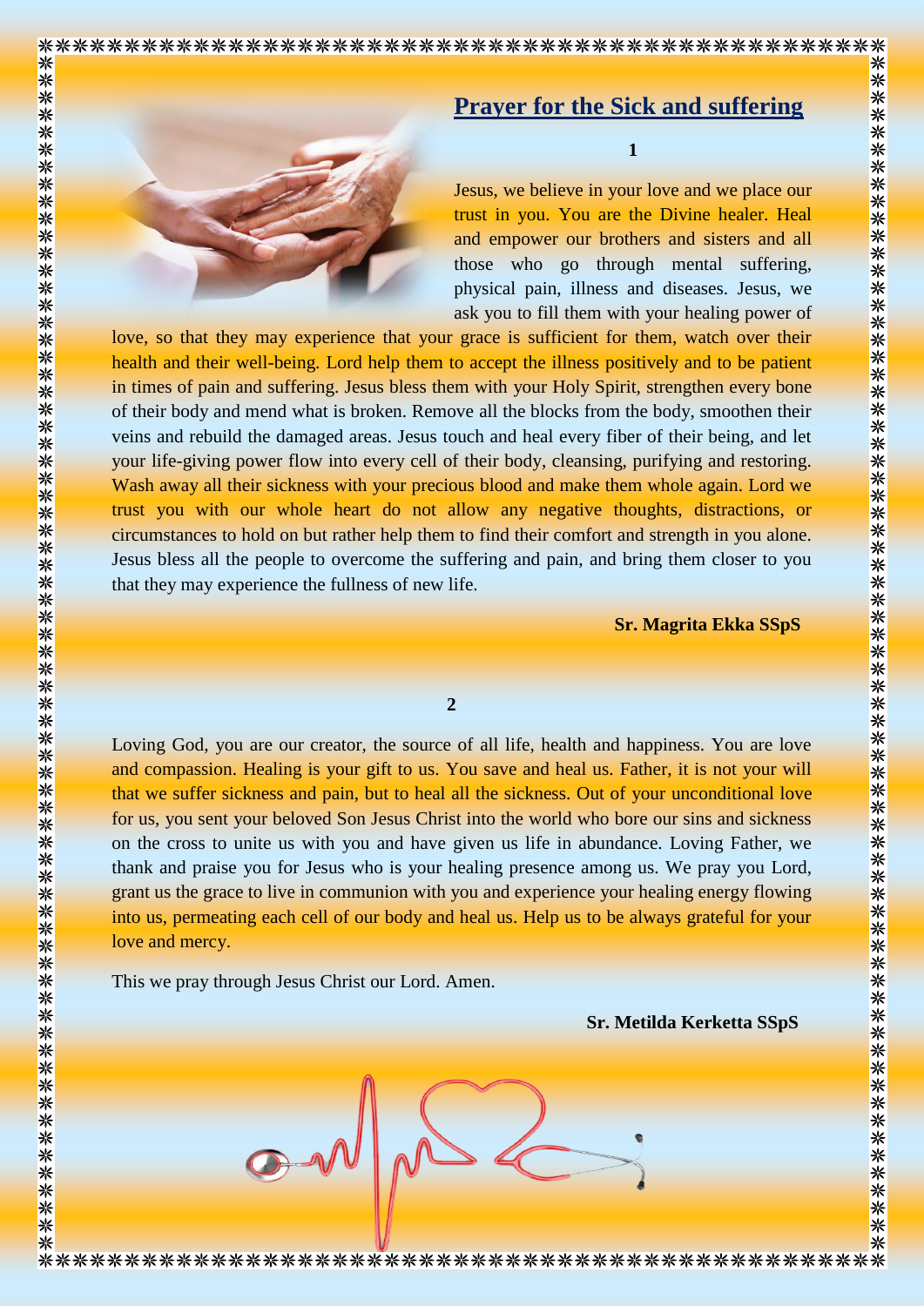# Prayer for the Sick and suffering

**1**

Jesus, we believe in your love and we place our trust in you. You are the Divine healer. Heal and empower our brothers and sisters and all those who go through mental suffering, physical pain, illness and diseases. Jesus, we ask you to fill them with your healing power of love, so that they may experience that your grace is sufficient for them, watch over their health and their well-being. Lord help them to accept the illness positively and to be patient in times of pain and suffering. Jesus bless them with your Holy Spirit, strengthen every bone of their body and mend what is broken. Remove all the blocks from the body, smoothen their veins and rebuild the damaged areas. Jesus touch and heal every fiber of their being, and let your life-giving power flow into every cell of their body, cleansing, purifying and restoring. Wash away all their sickness with your precious blood and make them whole again. Lord we trust you with our whole heart do not allow any negative thoughts, distractions, or circumstances to hold on but rather help them to find their comfort and strength in you alone. Jesus bless all the people to overcome the suffering and pain, and bring them closer to you that they may experience the fullness of new life.

**Sr. Magrita Ekka SSpS**

**2**

Loving God, you are our creator, the source of all life, health and happiness. You are love and compassion. Healing is your gift to us. You save and heal us. Father, it is not your will that we suffer sickness and pain, but to heal all the sickness. Out of your unconditional love for us, you sent your beloved Son Jesus Christ into the world who bore our sins and sickness on the cross to unite us with you and have given us life in abundance. Loving Father, we thank and praise you for Jesus who is your healing presence among us. We pray you Lord, grant us the grace to live in communion with you and experience your healing energy flowing into us, permeating each cell of our body and heal us. Help us to be always grateful for your love and mercy.

This we pray through Jesus Christ our Lord. Amen.

**Sr. Metilda Kerketta SSpS**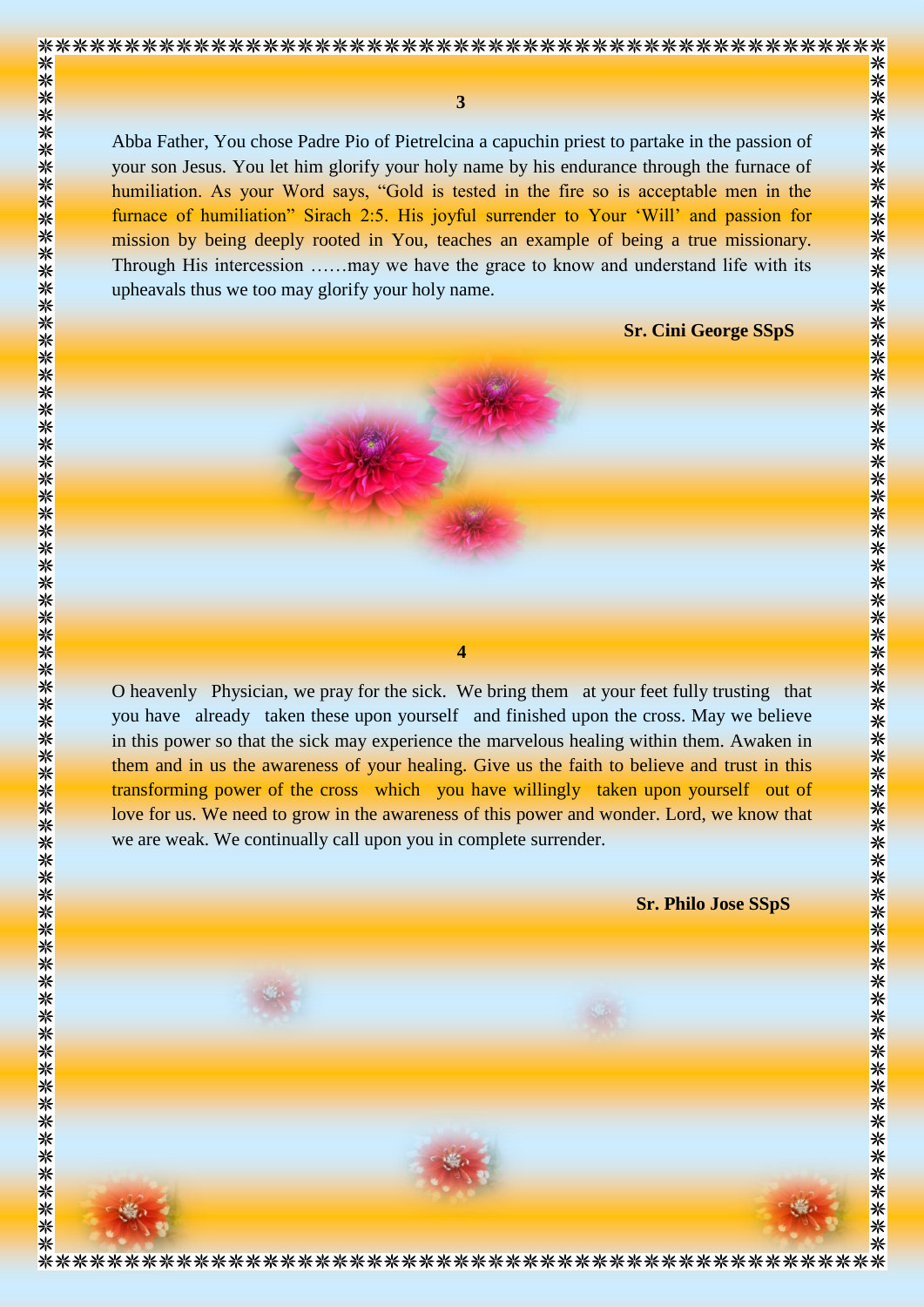**3**

Abba Father, You chose Padre Pio of Pietrelcina a capuchin priest to partake in the passion of your son Jesus. You let him glorify your holy name by his endurance through the furnace of humiliation. As your Word says, "Gold is tested in the fire so is acceptable men in the furnace of humiliation" Sirach 2:5. His joyful surrender to Your 'Will' and passion for mission by being deeply rooted in You, teaches an example of being a true missionary. Through His intercession ……may we have the grace to know and understand life with its upheavals thus we too may glorify your holy name.

**Sr. Cini George SSpS**

**4**

O heavenly Physician, we pray for the sick. We bring them at your feet fully trusting that you have already taken these upon yourself and finished upon the cross. May we believe in this power so that the sick may experience the marvelous healing within them. Awaken in them and in us the awareness of your healing. Give us the faith to believe and trust in this transforming power of the cross which you have willingly taken upon yourself out of love for us. We need to grow in the awareness of this power and wonder. Lord, we know that we are weak. We continually call upon you in complete surrender.

**Sr. Philo Jose SSpS**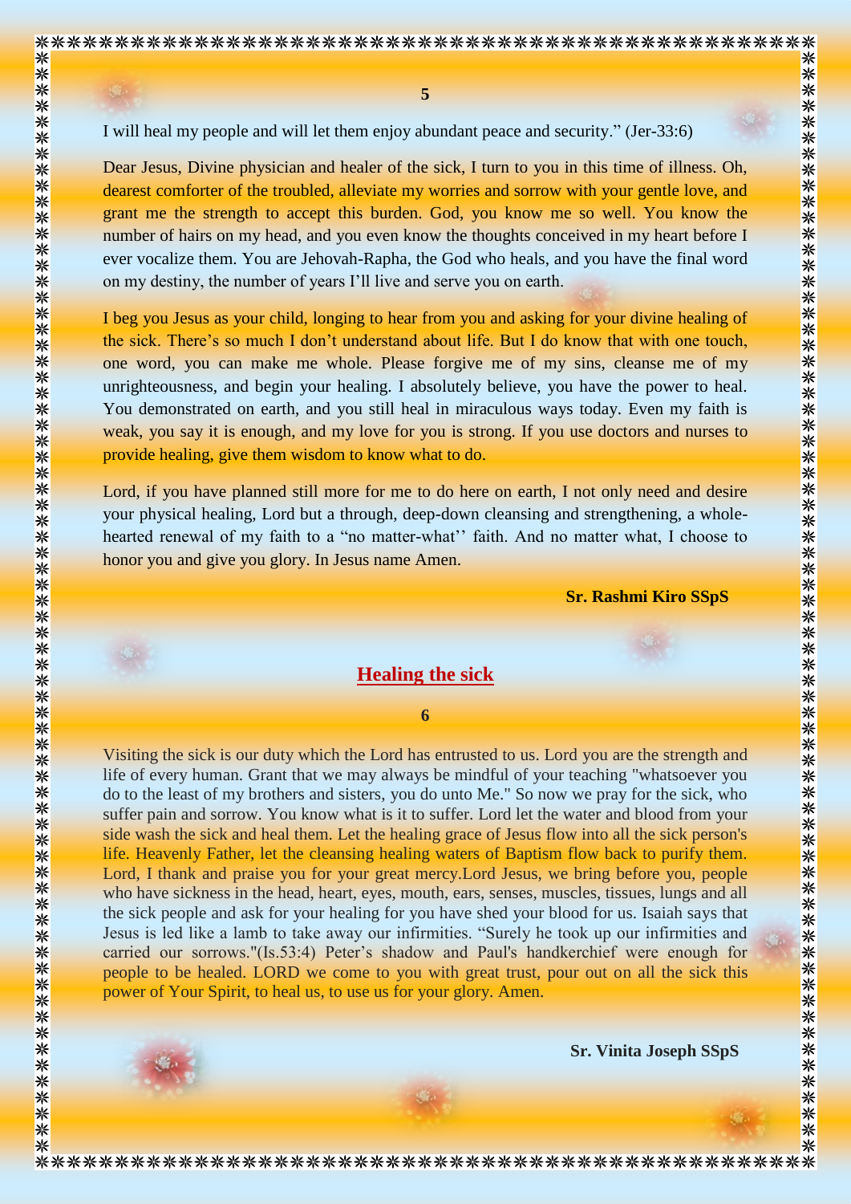I will heal my people and will let them enjoy abundant peace and security." (Jer-33:6)

Dear Jesus, Divine physician and healer of the sick, I turn to you in this time of illness. Oh, dearest comforter of the troubled, alleviate my worries and sorrow with your gentle love, and grant me the strength to accept this burden. God, you know me so well. You know the number of hairs on my head, and you even know the thoughts conceived in my heart before I ever vocalize them. You are Jehovah-Rapha, the God who heals, and you have the final word on my destiny, the number of years I'll live and serve you on earth.

I beg you Jesus as your child, longing to hear from you and asking for your divine healing of the sick. There's so much I don't understand about life. But I do know that with one touch, one word, you can make me whole. Please forgive me of my sins, cleanse me of my unrighteousness, and begin your healing. I absolutely believe, you have the power to heal. You demonstrated on earth, and you still heal in miraculous ways today. Even my faith is weak, you say it is enough, and my love for you is strong. If you use doctors and nurses to provide healing, give them wisdom to know what to do.

Lord, if you have planned still more for me to do here on earth, I not only need and desire your physical healing, Lord but a through, deep-down cleansing and strengthening, a whole-hearted renewal of my faith to a "no matter-what'' faith. And no matter what, I choose to honor you and give you glory. In Jesus name Amen.

**Sr. Rashmi Kiro SSpS**

## Healing the sick

**6**

Visiting the sick is our duty which the Lord has entrusted to us. Lord you are the strength and life of every human. Grant that we may always be mindful of your teaching "whatsoever you do to the least of my brothers and sisters, you do unto Me." So now we pray for the sick, who suffer pain and sorrow. You know what is it to suffer. Lord let the water and blood from your side wash the sick and heal them. Let the healing grace of Jesus flow into all the sick person's life. Heavenly Father, let the cleansing healing waters of Baptism flow back to purify them. Lord, I thank and praise you for your great mercy.Lord Jesus, we bring before you, people who have sickness in the head, heart, eyes, mouth, ears, senses, muscles, tissues, lungs and all the sick people and ask for your healing for you have shed your blood for us. Isaiah says that Jesus is led like a lamb to take away our infirmities. "Surely he took up our infirmities and carried our sorrows."(Is.53:4) Peter's shadow and Paul's handkerchief were enough for people to be healed. LORD we come to you with great trust, pour out on all the sick this power of Your Spirit, to heal us, to use us for your glory. Amen.

**Sr. Vinita Joseph SSpS**